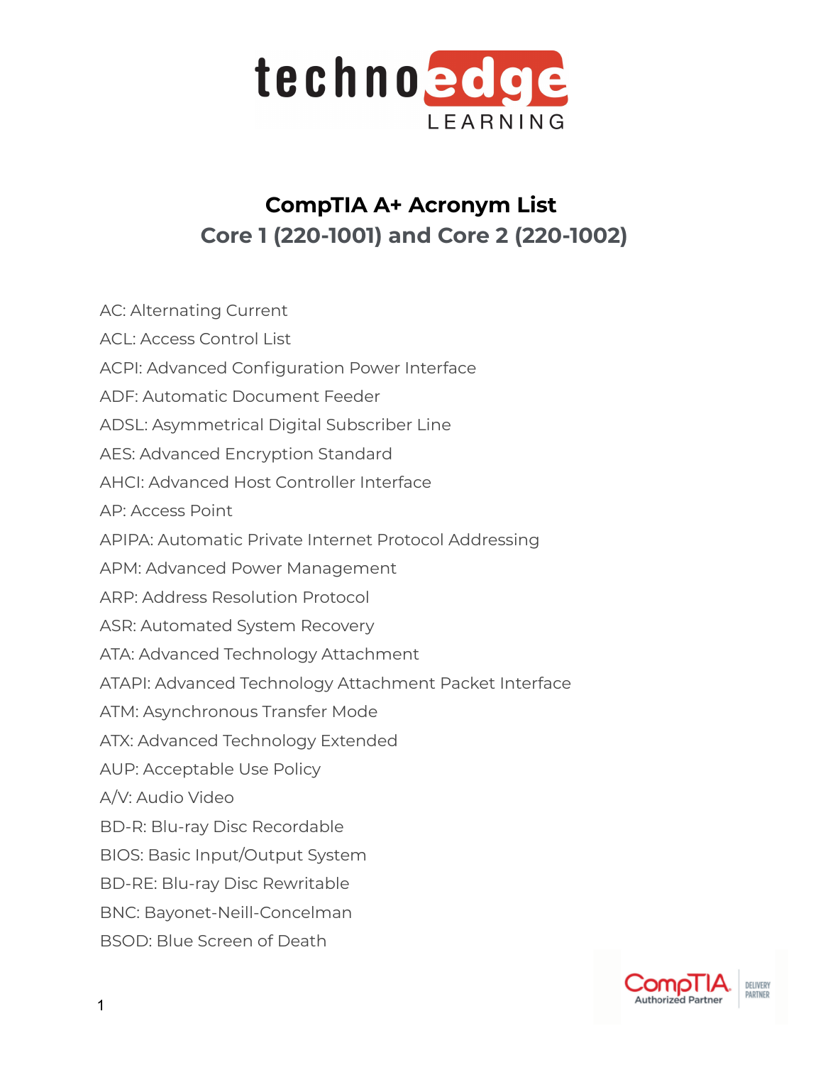# CompTIA A+ Acronym List

## Core 1 (220-1001) and Core 2 (220-1002)

AC: Alternating Current

ACL: Access Control List

ACPI: Advanced Configuration Power Interface

ADF: Automatic Document Feeder

ADSL: Asymmetrical Digital Subscriber Line

AES: Advanced Encryption Standard

AHCI: Advanced Host Controller Interface

AP: Access Point

APIPA: Automatic Private Internet Protocol Addressing

APM: Advanced Power Management

ARP: Address Resolution Protocol

ASR: Automated System Recovery

ATA: Advanced Technology Attachment

ATAPI: Advanced Technology Attachment Packet Interface

ATM: Asynchronous Transfer Mode

ATX: Advanced Technology Extended

AUP: Acceptable Use Policy

A/V: Audio Video

BD-R: Blu-ray Disc Recordable

BIOS: Basic Input/Output System

BD-RE: Blu-ray Disc Rewritable

BNC: Bayonet-Neill-Concelman

BSOD: Blue Screen of Death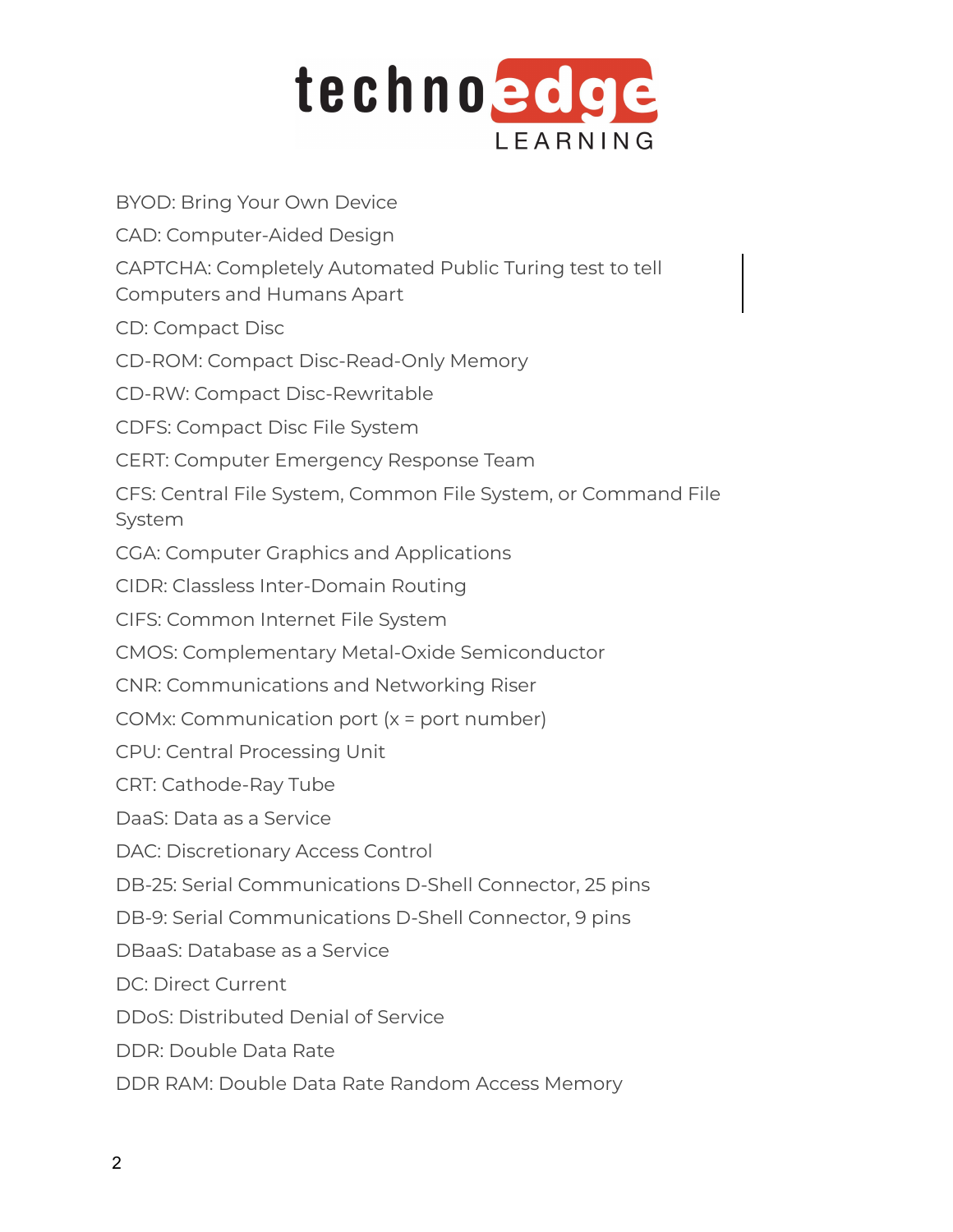BYOD: Bring Your Own Device

CAD: Computer-Aided Design

CAPTCHA: Completely Automated Public Turing test to tell Computers and Humans Apart

CD: Compact Disc

CD-ROM: Compact Disc-Read-Only Memory

CD-RW: Compact Disc-Rewritable

CDFS: Compact Disc File System

CERT: Computer Emergency Response Team

CFS: Central File System, Common File System, or Command File System

CGA: Computer Graphics and Applications

CIDR: Classless Inter-Domain Routing

CIFS: Common Internet File System

CMOS: Complementary Metal-Oxide Semiconductor

CNR: Communications and Networking Riser

COMx: Communication port (x = port number)

CPU: Central Processing Unit

CRT: Cathode-Ray Tube

DaaS: Data as a Service

DAC: Discretionary Access Control

DB-25: Serial Communications D-Shell Connector, 25 pins

DB-9: Serial Communications D-Shell Connector, 9 pins

DBaaS: Database as a Service

DC: Direct Current

DDoS: Distributed Denial of Service

DDR: Double Data Rate

DDR RAM: Double Data Rate Random Access Memory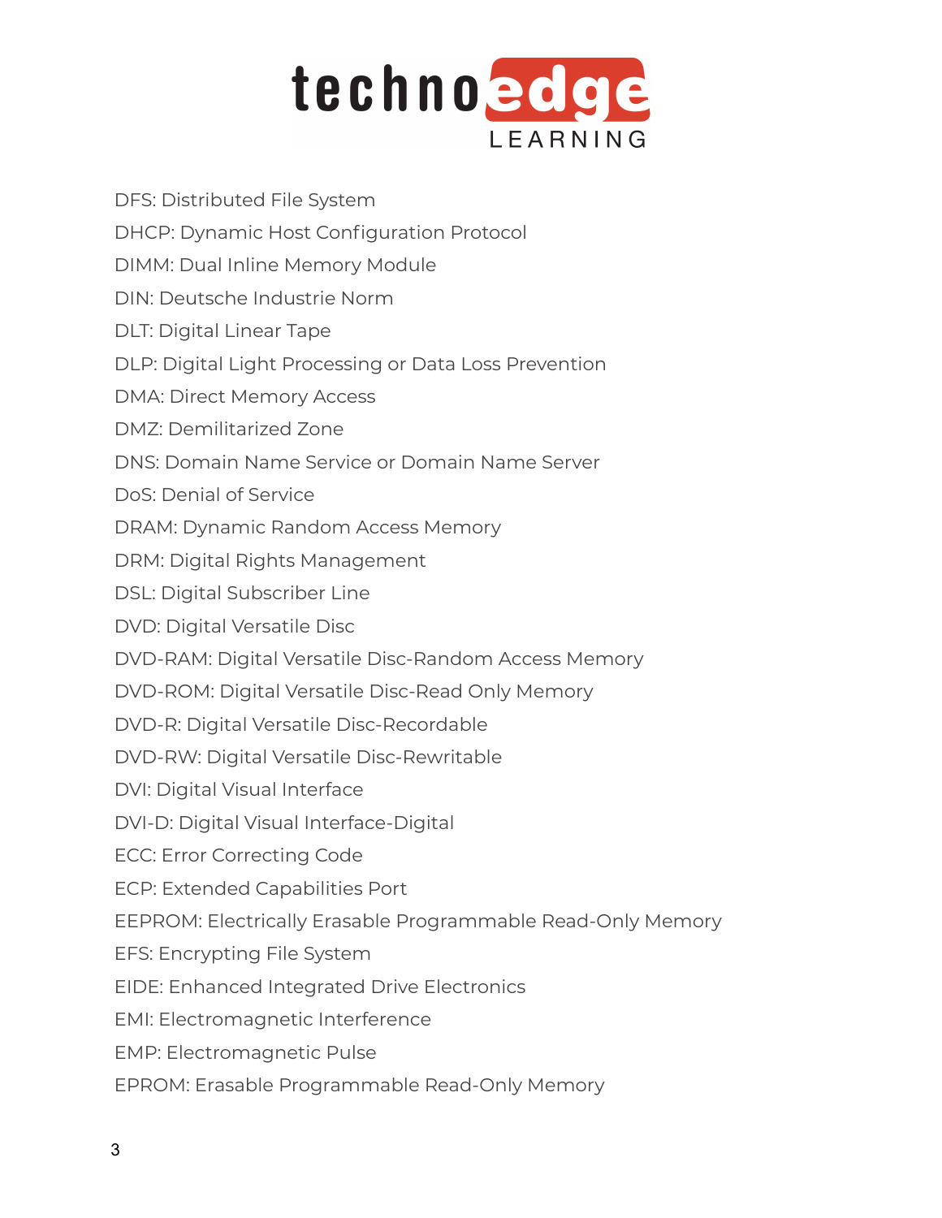DFS: Distributed File System

DHCP: Dynamic Host Configuration Protocol

DIMM: Dual Inline Memory Module

DIN: Deutsche Industrie Norm

DLT: Digital Linear Tape

DLP: Digital Light Processing or Data Loss Prevention

DMA: Direct Memory Access

DMZ: Demilitarized Zone

DNS: Domain Name Service or Domain Name Server

DoS: Denial of Service

DRAM: Dynamic Random Access Memory

DRM: Digital Rights Management

DSL: Digital Subscriber Line

DVD: Digital Versatile Disc

DVD-RAM: Digital Versatile Disc-Random Access Memory

DVD-ROM: Digital Versatile Disc-Read Only Memory

DVD-R: Digital Versatile Disc-Recordable

DVD-RW: Digital Versatile Disc-Rewritable

DVI: Digital Visual Interface

DVI-D: Digital Visual Interface-Digital

ECC: Error Correcting Code

ECP: Extended Capabilities Port

EEPROM: Electrically Erasable Programmable Read-Only Memory

EFS: Encrypting File System

EIDE: Enhanced Integrated Drive Electronics

EMI: Electromagnetic Interference

EMP: Electromagnetic Pulse

EPROM: Erasable Programmable Read-Only Memory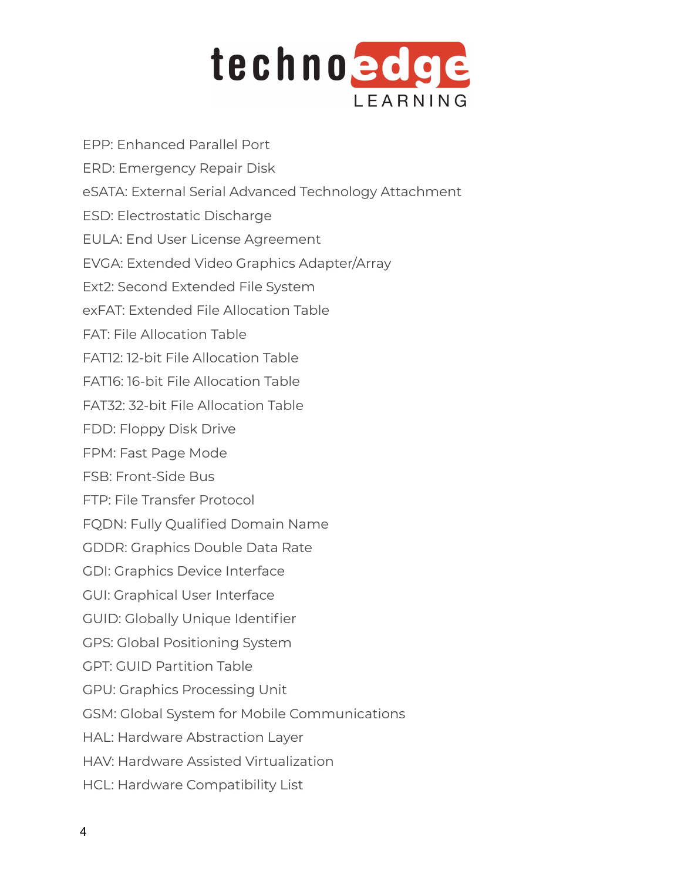EPP: Enhanced Parallel Port

ERD: Emergency Repair Disk

eSATA: External Serial Advanced Technology Attachment

ESD: Electrostatic Discharge

EULA: End User License Agreement

EVGA: Extended Video Graphics Adapter/Array

Ext2: Second Extended File System

exFAT: Extended File Allocation Table

FAT: File Allocation Table

FAT12: 12-bit File Allocation Table

FAT16: 16-bit File Allocation Table

FAT32: 32-bit File Allocation Table

FDD: Floppy Disk Drive

FPM: Fast Page Mode

FSB: Front-Side Bus

FTP: File Transfer Protocol

FQDN: Fully Qualified Domain Name

GDDR: Graphics Double Data Rate

GDI: Graphics Device Interface

GUI: Graphical User Interface

GUID: Globally Unique Identifier

GPS: Global Positioning System

GPT: GUID Partition Table

GPU: Graphics Processing Unit

GSM: Global System for Mobile Communications

HAL: Hardware Abstraction Layer

HAV: Hardware Assisted Virtualization

HCL: Hardware Compatibility List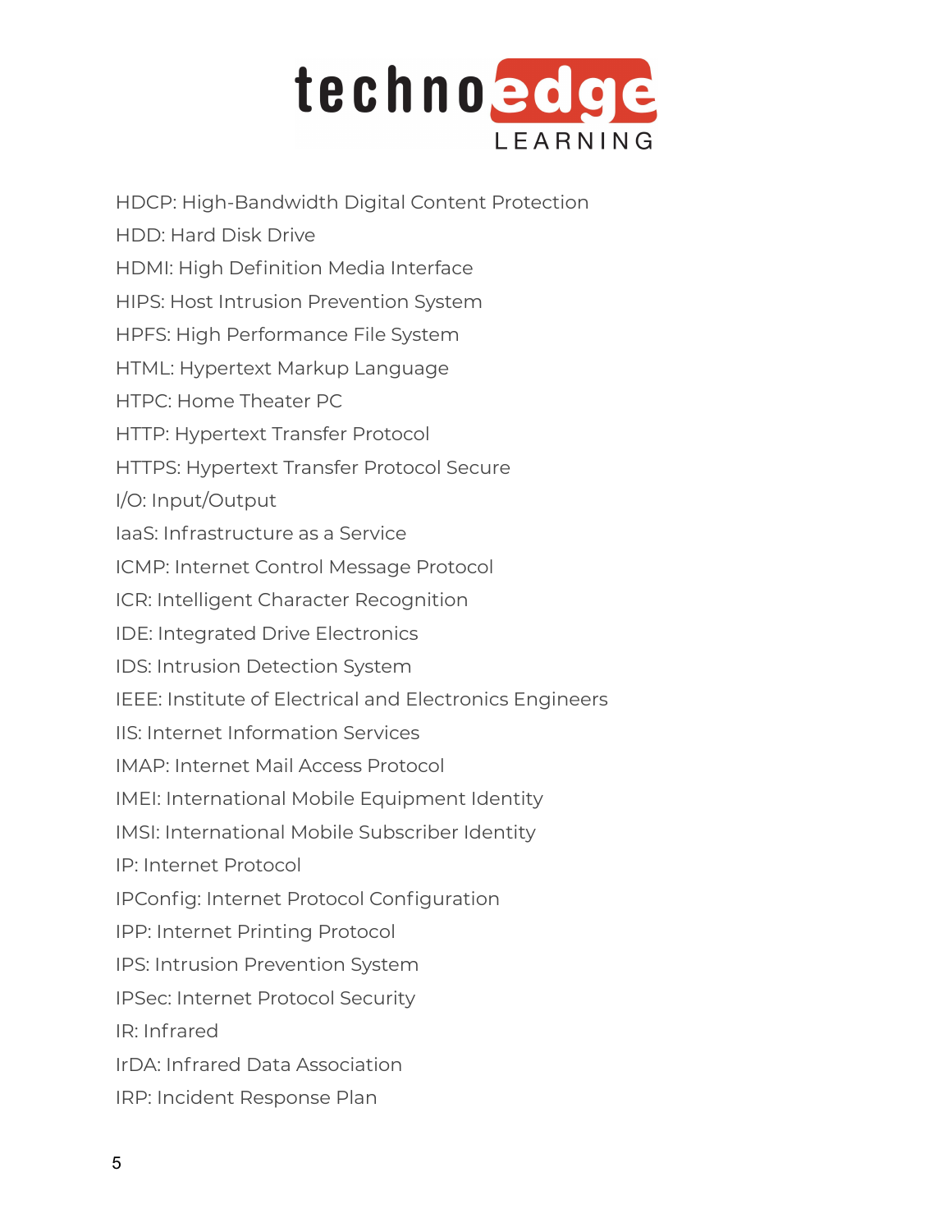HDCP: High-Bandwidth Digital Content Protection

HDD: Hard Disk Drive

HDMI: High Definition Media Interface

HIPS: Host Intrusion Prevention System

HPFS: High Performance File System

HTML: Hypertext Markup Language

HTPC: Home Theater PC

HTTP: Hypertext Transfer Protocol

HTTPS: Hypertext Transfer Protocol Secure

I/O: Input/Output

IaaS: Infrastructure as a Service

ICMP: Internet Control Message Protocol

ICR: Intelligent Character Recognition

IDE: Integrated Drive Electronics

IDS: Intrusion Detection System

IEEE: Institute of Electrical and Electronics Engineers

IIS: Internet Information Services

IMAP: Internet Mail Access Protocol

IMEI: International Mobile Equipment Identity

IMSI: International Mobile Subscriber Identity

IP: Internet Protocol

IPConfig: Internet Protocol Configuration

IPP: Internet Printing Protocol

IPS: Intrusion Prevention System

IPSec: Internet Protocol Security

IR: Infrared

IrDA: Infrared Data Association

IRP: Incident Response Plan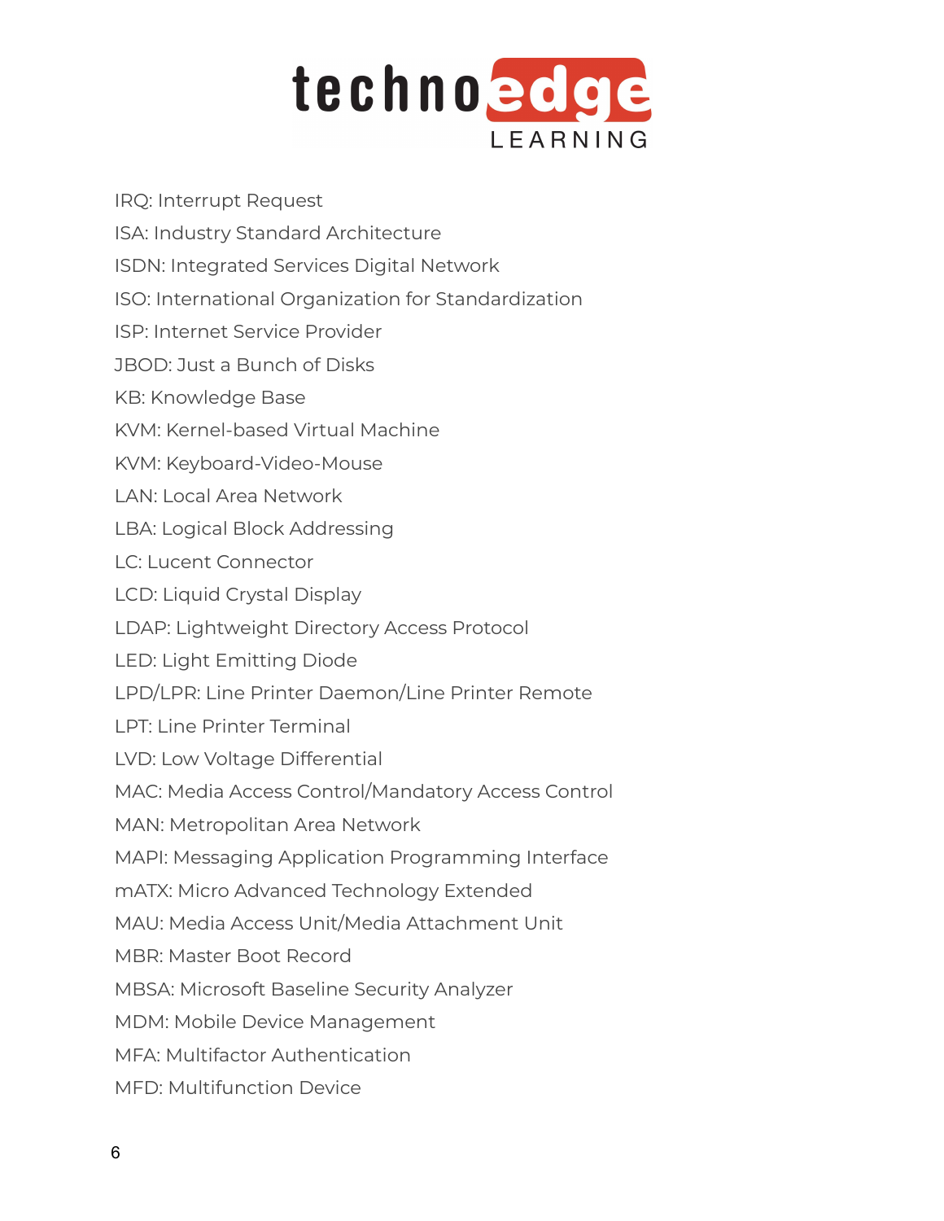IRQ: Interrupt Request

ISA: Industry Standard Architecture

ISDN: Integrated Services Digital Network

ISO: International Organization for Standardization

ISP: Internet Service Provider

JBOD: Just a Bunch of Disks

KB: Knowledge Base

KVM: Kernel-based Virtual Machine

KVM: Keyboard-Video-Mouse

LAN: Local Area Network

LBA: Logical Block Addressing

LC: Lucent Connector

LCD: Liquid Crystal Display

LDAP: Lightweight Directory Access Protocol

LED: Light Emitting Diode

LPD/LPR: Line Printer Daemon/Line Printer Remote

LPT: Line Printer Terminal

LVD: Low Voltage Differential

MAC: Media Access Control/Mandatory Access Control

MAN: Metropolitan Area Network

MAPI: Messaging Application Programming Interface

mATX: Micro Advanced Technology Extended

MAU: Media Access Unit/Media Attachment Unit

MBR: Master Boot Record

MBSA: Microsoft Baseline Security Analyzer

MDM: Mobile Device Management

MFA: Multifactor Authentication

MFD: Multifunction Device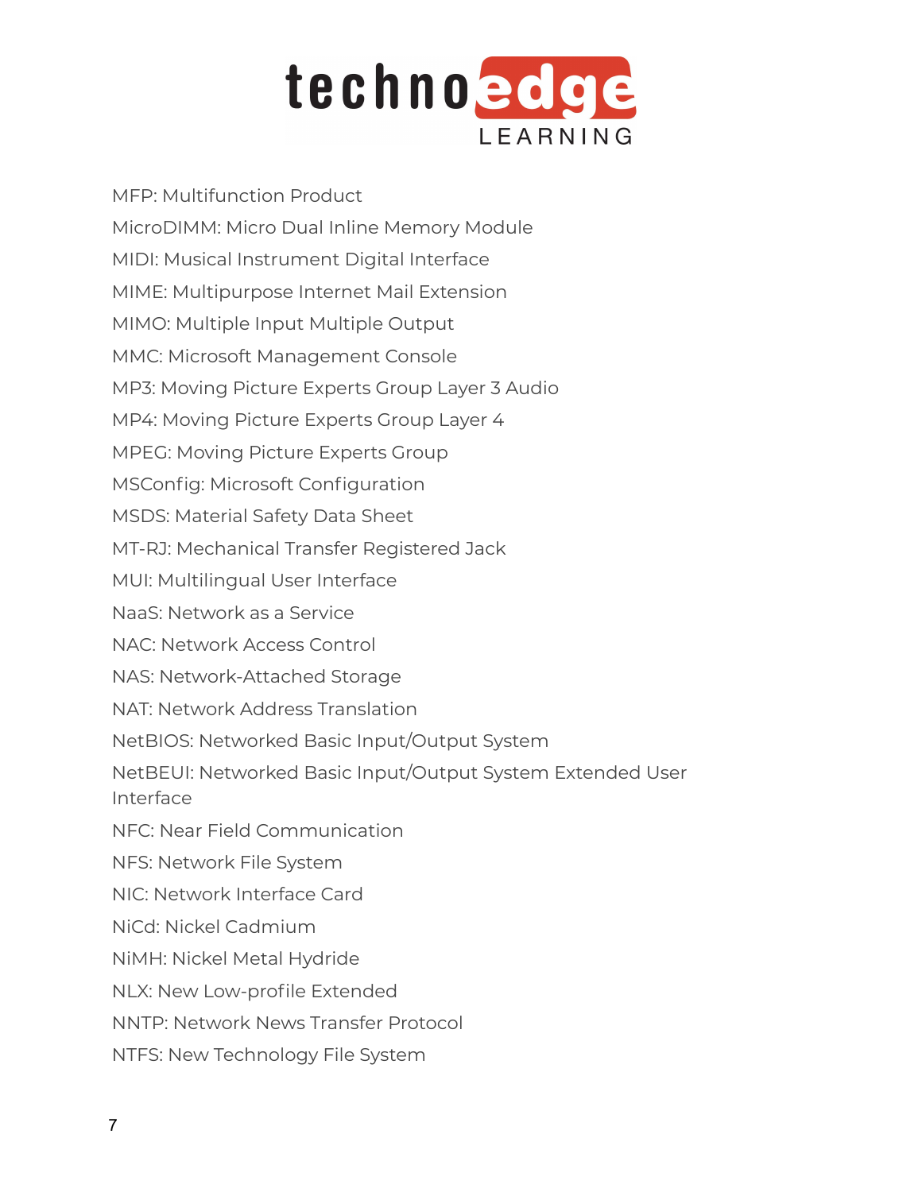MFP: Multifunction Product

MicroDIMM: Micro Dual Inline Memory Module

MIDI: Musical Instrument Digital Interface

MIME: Multipurpose Internet Mail Extension

MIMO: Multiple Input Multiple Output

MMC: Microsoft Management Console

MP3: Moving Picture Experts Group Layer 3 Audio

MP4: Moving Picture Experts Group Layer 4

MPEG: Moving Picture Experts Group

MSConfig: Microsoft Configuration

MSDS: Material Safety Data Sheet

MT-RJ: Mechanical Transfer Registered Jack

MUI: Multilingual User Interface

NaaS: Network as a Service

NAC: Network Access Control

NAS: Network-Attached Storage

NAT: Network Address Translation

NetBIOS: Networked Basic Input/Output System

NetBEUI: Networked Basic Input/Output System Extended User Interface

NFC: Near Field Communication

NFS: Network File System

NIC: Network Interface Card

NiCd: Nickel Cadmium

NiMH: Nickel Metal Hydride

NLX: New Low-profile Extended

NNTP: Network News Transfer Protocol

NTFS: New Technology File System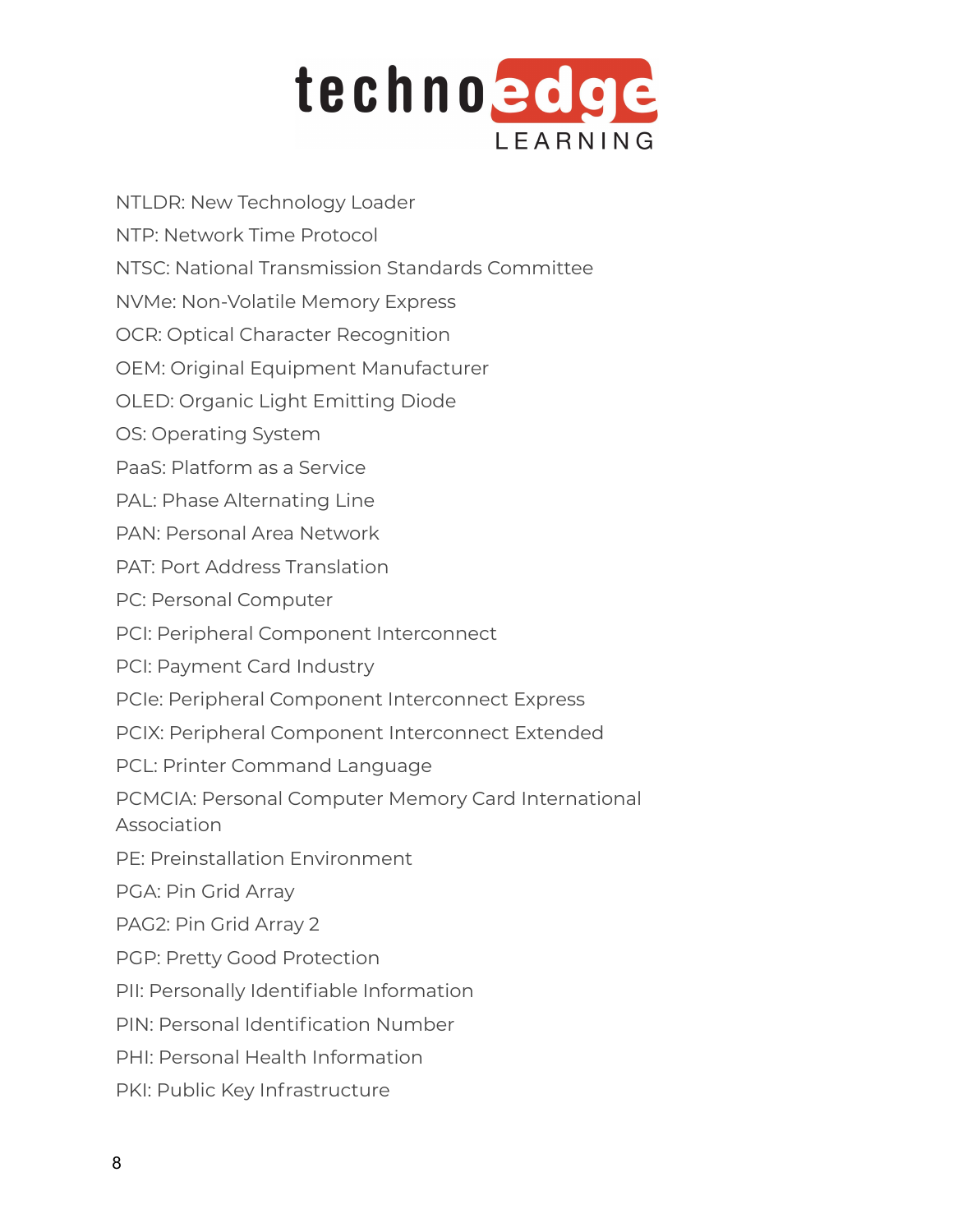NTLDR: New Technology Loader

NTP: Network Time Protocol

NTSC: National Transmission Standards Committee

NVMe: Non-Volatile Memory Express

OCR: Optical Character Recognition

OEM: Original Equipment Manufacturer

OLED: Organic Light Emitting Diode

OS: Operating System

PaaS: Platform as a Service

PAL: Phase Alternating Line

PAN: Personal Area Network

PAT: Port Address Translation

PC: Personal Computer

PCI: Peripheral Component Interconnect

PCI: Payment Card Industry

PCIe: Peripheral Component Interconnect Express

PCIX: Peripheral Component Interconnect Extended

PCL: Printer Command Language

PCMCIA: Personal Computer Memory Card International Association

PE: Preinstallation Environment

PGA: Pin Grid Array

PAG2: Pin Grid Array 2

PGP: Pretty Good Protection

PII: Personally Identifiable Information

PIN: Personal Identification Number

PHI: Personal Health Information

PKI: Public Key Infrastructure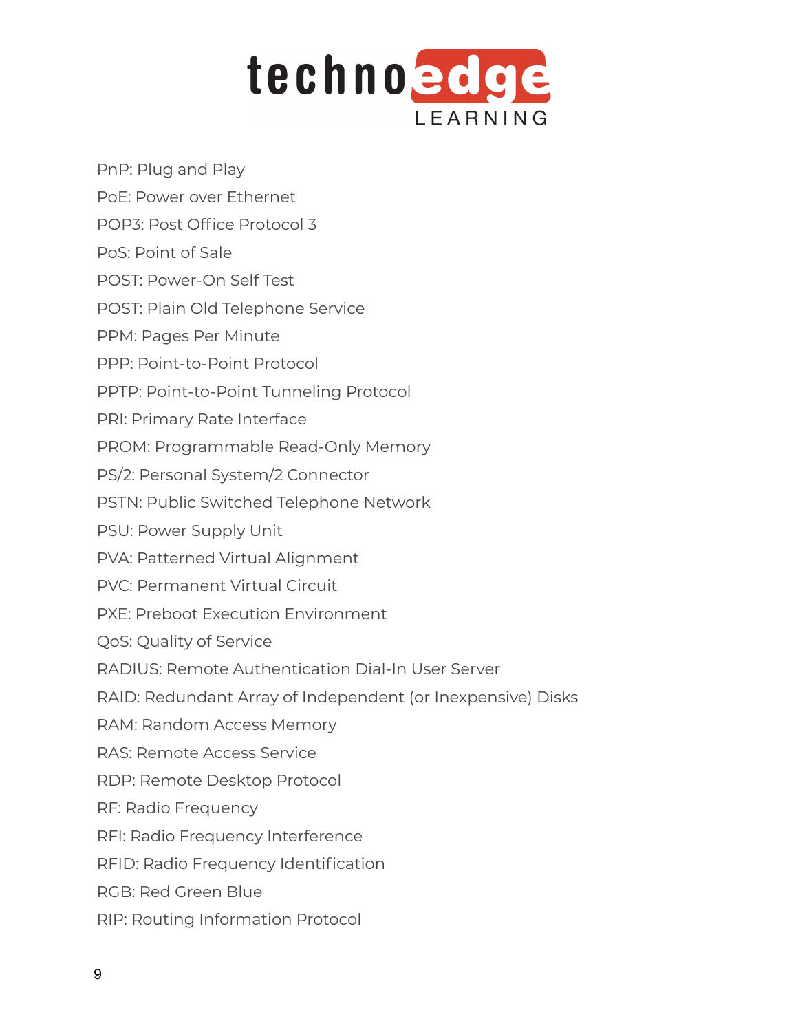PnP: Plug and Play

PoE: Power over Ethernet

POP3: Post Office Protocol 3

PoS: Point of Sale

POST: Power-On Self Test

POST: Plain Old Telephone Service

PPM: Pages Per Minute

PPP: Point-to-Point Protocol

PPTP: Point-to-Point Tunneling Protocol

PRI: Primary Rate Interface

PROM: Programmable Read-Only Memory

PS/2: Personal System/2 Connector

PSTN: Public Switched Telephone Network

PSU: Power Supply Unit

PVA: Patterned Virtual Alignment

PVC: Permanent Virtual Circuit

PXE: Preboot Execution Environment

QoS: Quality of Service

RADIUS: Remote Authentication Dial-In User Server

RAID: Redundant Array of Independent (or Inexpensive) Disks

RAM: Random Access Memory

RAS: Remote Access Service

RDP: Remote Desktop Protocol

RF: Radio Frequency

RFI: Radio Frequency Interference

RFID: Radio Frequency Identification

RGB: Red Green Blue

RIP: Routing Information Protocol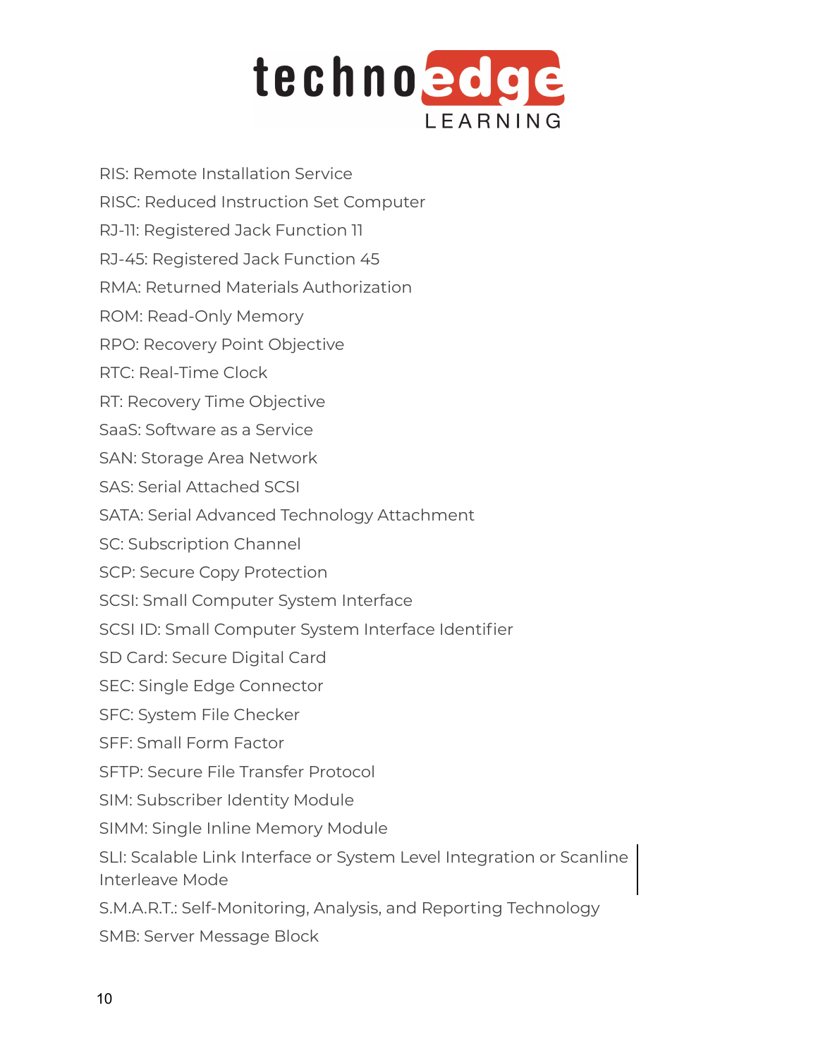RIS: Remote Installation Service

RISC: Reduced Instruction Set Computer

RJ-11: Registered Jack Function 11

RJ-45: Registered Jack Function 45

RMA: Returned Materials Authorization

ROM: Read-Only Memory

RPO: Recovery Point Objective

RTC: Real-Time Clock

RT: Recovery Time Objective

SaaS: Software as a Service

SAN: Storage Area Network

SAS: Serial Attached SCSI

SATA: Serial Advanced Technology Attachment

SC: Subscription Channel

SCP: Secure Copy Protection

SCSI: Small Computer System Interface

SCSI ID: Small Computer System Interface Identifier

SD Card: Secure Digital Card

SEC: Single Edge Connector

SFC: System File Checker

SFF: Small Form Factor

SFTP: Secure File Transfer Protocol

SIM: Subscriber Identity Module

SIMM: Single Inline Memory Module

SLI: Scalable Link Interface or System Level Integration or Scanline Interleave Mode

S.M.A.R.T.: Self-Monitoring, Analysis, and Reporting Technology

SMB: Server Message Block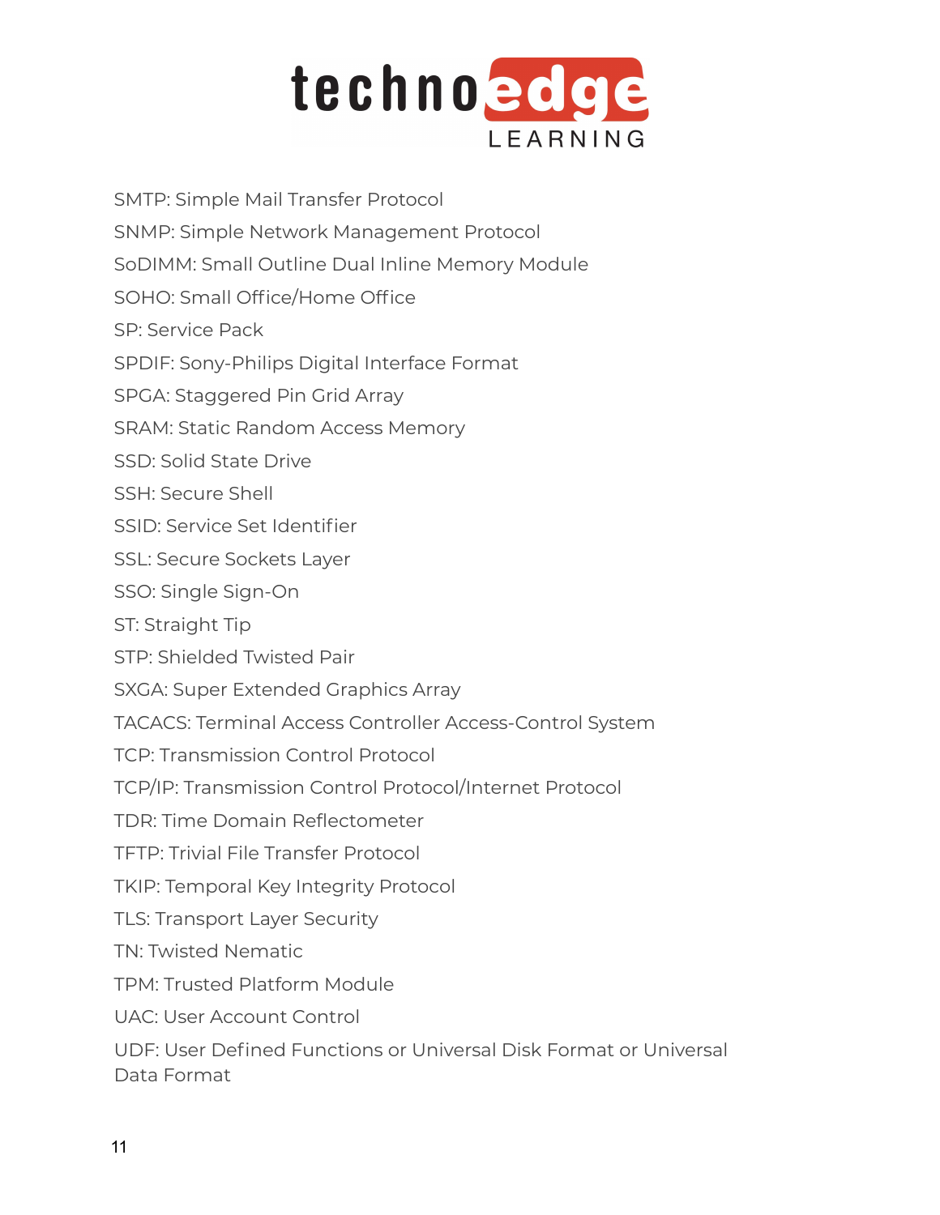SMTP: Simple Mail Transfer Protocol

SNMP: Simple Network Management Protocol

SoDIMM: Small Outline Dual Inline Memory Module

SOHO: Small Office/Home Office

SP: Service Pack

SPDIF: Sony-Philips Digital Interface Format

SPGA: Staggered Pin Grid Array

SRAM: Static Random Access Memory

SSD: Solid State Drive

SSH: Secure Shell

SSID: Service Set Identifier

SSL: Secure Sockets Layer

SSO: Single Sign-On

ST: Straight Tip

STP: Shielded Twisted Pair

SXGA: Super Extended Graphics Array

TACACS: Terminal Access Controller Access-Control System

TCP: Transmission Control Protocol

TCP/IP: Transmission Control Protocol/Internet Protocol

TDR: Time Domain Reflectometer

TFTP: Trivial File Transfer Protocol

TKIP: Temporal Key Integrity Protocol

TLS: Transport Layer Security

TN: Twisted Nematic

TPM: Trusted Platform Module

UAC: User Account Control

UDF: User Defined Functions or Universal Disk Format or Universal Data Format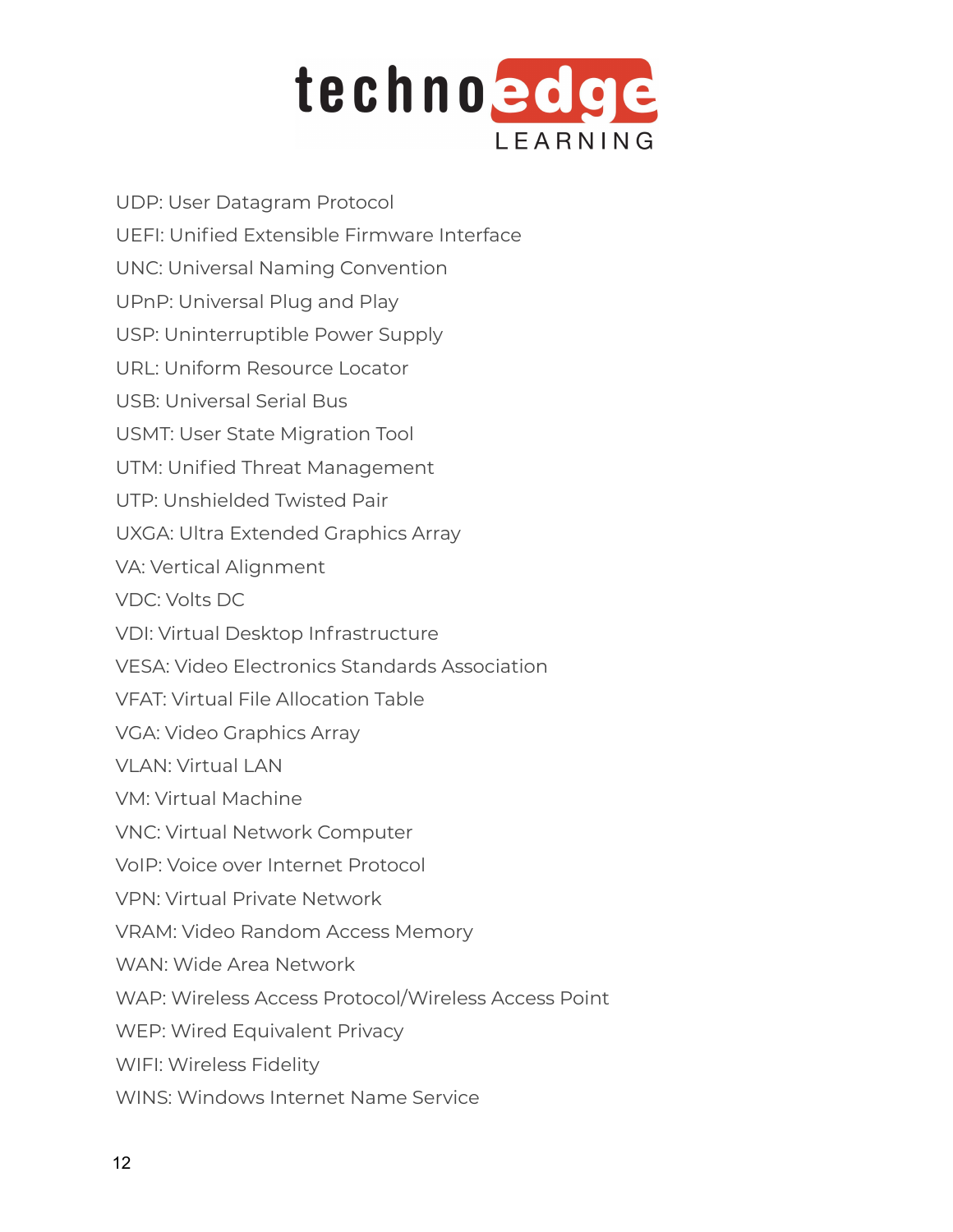UDP: User Datagram Protocol

UEFI: Unified Extensible Firmware Interface

UNC: Universal Naming Convention

UPnP: Universal Plug and Play

USP: Uninterruptible Power Supply

URL: Uniform Resource Locator

USB: Universal Serial Bus

USMT: User State Migration Tool

UTM: Unified Threat Management

UTP: Unshielded Twisted Pair

UXGA: Ultra Extended Graphics Array

VA: Vertical Alignment

VDC: Volts DC

VDI: Virtual Desktop Infrastructure

VESA: Video Electronics Standards Association

VFAT: Virtual File Allocation Table

VGA: Video Graphics Array

VLAN: Virtual LAN

VM: Virtual Machine

VNC: Virtual Network Computer

VoIP: Voice over Internet Protocol

VPN: Virtual Private Network

VRAM: Video Random Access Memory

WAN: Wide Area Network

WAP: Wireless Access Protocol/Wireless Access Point

WEP: Wired Equivalent Privacy

WIFI: Wireless Fidelity

WINS: Windows Internet Name Service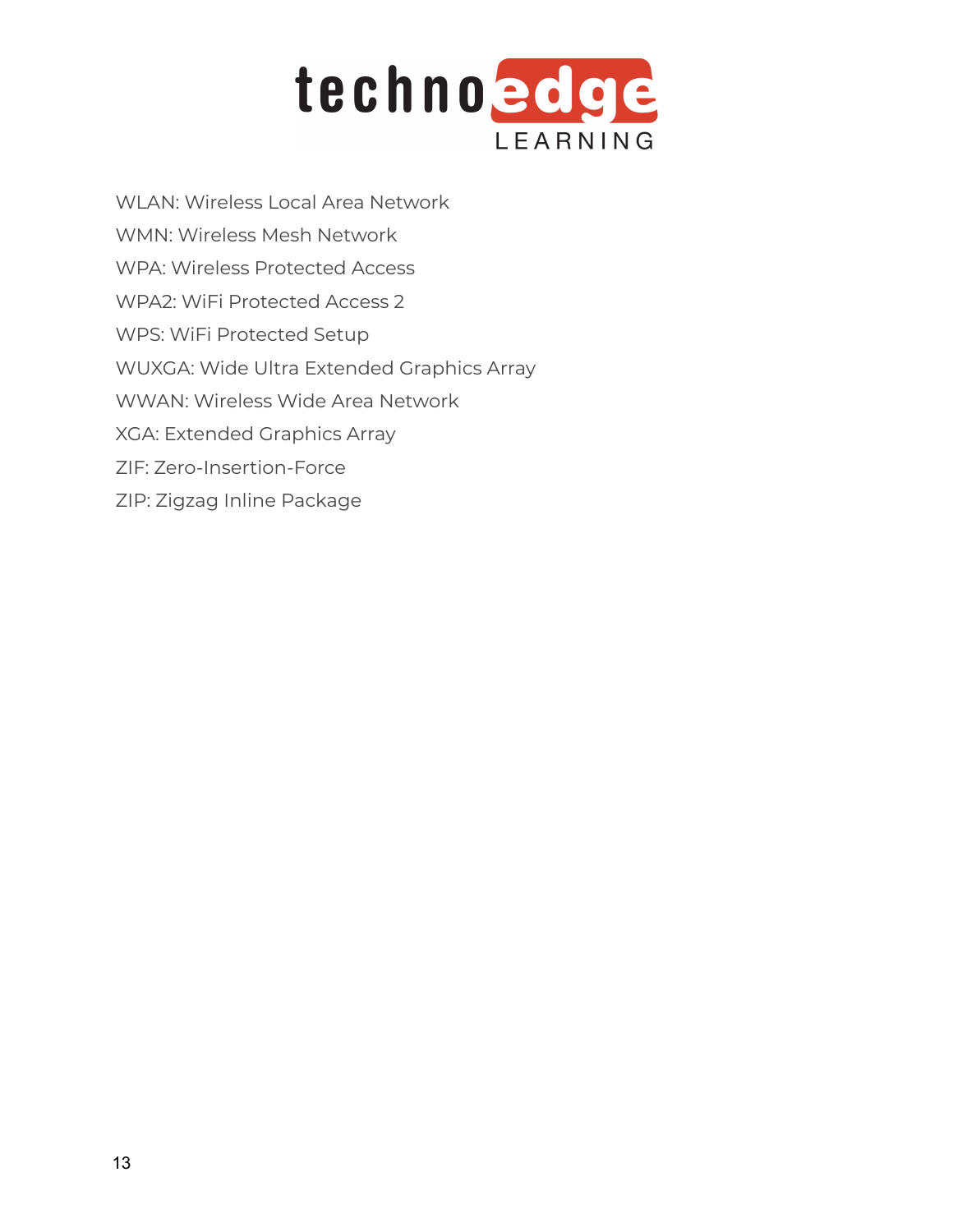WLAN: Wireless Local Area Network

WMN: Wireless Mesh Network

WPA: Wireless Protected Access

WPA2: WiFi Protected Access 2

WPS: WiFi Protected Setup

WUXGA: Wide Ultra Extended Graphics Array

WWAN: Wireless Wide Area Network

XGA: Extended Graphics Array

ZIF: Zero-Insertion-Force

ZIP: Zigzag Inline Package